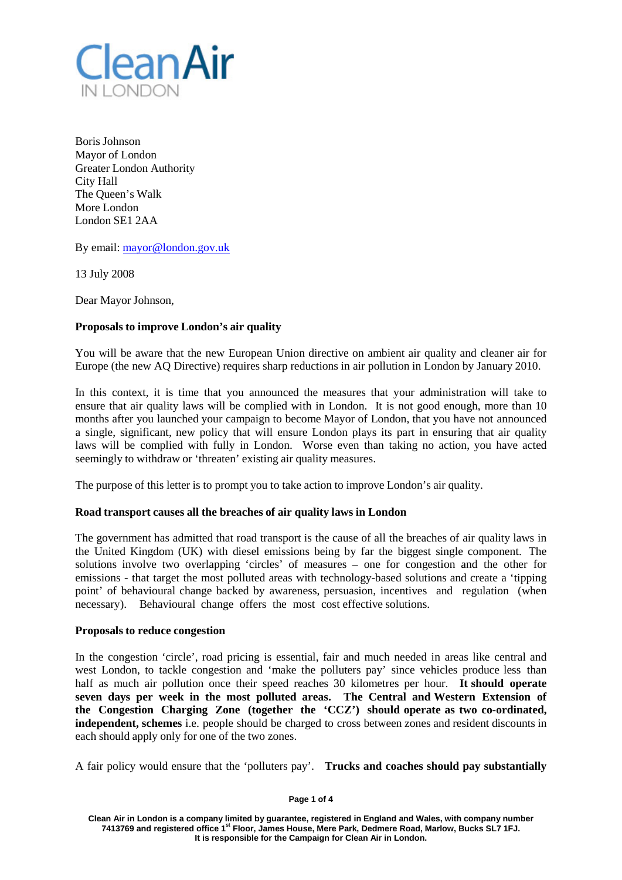Clean Air
IN LONDON

Boris Johnson
Mayor of London
Greater London Authority
City Hall
The Queen's Walk
More London
London SE1 2AA

By email: mayor@london.gov.uk

13 July 2008

Dear Mayor Johnson,

**Proposals to improve London's air quality**

You will be aware that the new European Union directive on ambient air quality and cleaner air for Europe (the new AQ Directive) requires sharp reductions in air pollution in London by January 2010.

In this context, it is time that you announced the measures that your administration will take to ensure that air quality laws will be complied with in London. It is not good enough, more than 10 months after you launched your campaign to become Mayor of London, that you have not announced a single, significant, new policy that will ensure London plays its part in ensuring that air quality laws will be complied with fully in London. Worse even than taking no action, you have acted seemingly to withdraw or 'threaten' existing air quality measures.

The purpose of this letter is to prompt you to take action to improve London's air quality.

**Road transport causes all the breaches of air quality laws in London**

The government has admitted that road transport is the cause of all the breaches of air quality laws in the United Kingdom (UK) with diesel emissions being by far the biggest single component. The solutions involve two overlapping 'circles' of measures – one for congestion and the other for emissions - that target the most polluted areas with technology-based solutions and create a 'tipping point' of behavioural change backed by awareness, persuasion, incentives and regulation (when necessary). Behavioural change offers the most cost effective solutions.

**Proposals to reduce congestion**

In the congestion 'circle', road pricing is essential, fair and much needed in areas like central and west London, to tackle congestion and 'make the polluters pay' since vehicles produce less than half as much air pollution once their speed reaches 30 kilometres per hour. **It should operate seven days per week in the most polluted areas. The Central and Western Extension of the Congestion Charging Zone (together the 'CCZ') should operate as two co-ordinated, independent, schemes** i.e. people should be charged to cross between zones and resident discounts in each should apply only for one of the two zones.

A fair policy would ensure that the 'polluters pay'. **Trucks and coaches should pay substantially**

Clean Air in London is a company limited by guarantee, registered in England and Wales, with company number 7413769 and registered office 1st Floor, James House, Mere Park, Dedmere Road, Marlow, Bucks SL7 1FJ. It is responsible for the Campaign for Clean Air in London.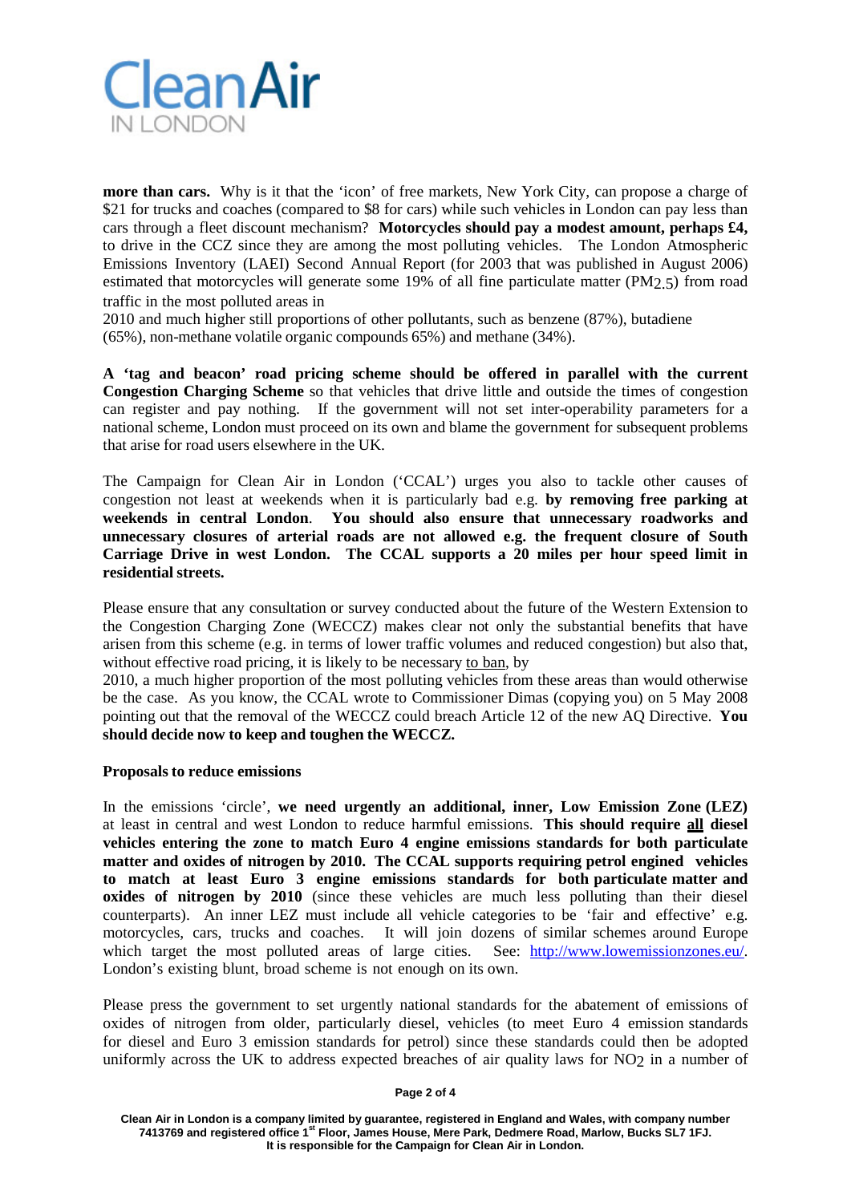**more than cars.** Why is it that the 'icon' of free markets, New York City, can propose a charge of \$21 for trucks and coaches (compared to \$8 for cars) while such vehicles in London can pay less than cars through a fleet discount mechanism? **Motorcycles should pay a modest amount, perhaps £4,** to drive in the CCZ since they are among the most polluting vehicles. The London Atmospheric Emissions Inventory (LAEI) Second Annual Report (for 2003 that was published in August 2006) estimated that motorcycles will generate some 19% of all fine particulate matter ($PM_{2.5}$) from road traffic in the most polluted areas in 2010 and much higher still proportions of other pollutants, such as benzene (87%), butadiene (65%), non-methane volatile organic compounds 65%) and methane (34%).

**A 'tag and beacon' road pricing scheme should be offered in parallel with the current Congestion Charging Scheme** so that vehicles that drive little and outside the times of congestion can register and pay nothing. If the government will not set inter-operability parameters for a national scheme, London must proceed on its own and blame the government for subsequent problems that arise for road users elsewhere in the UK.

The Campaign for Clean Air in London ('CCAL') urges you also to tackle other causes of congestion not least at weekends when it is particularly bad e.g. **by removing free parking at weekends in central London**. **You should also ensure that unnecessary roadworks and unnecessary closures of arterial roads are not allowed e.g. the frequent closure of South Carriage Drive in west London. The CCAL supports a 20 miles per hour speed limit in residential streets.**

Please ensure that any consultation or survey conducted about the future of the Western Extension to the Congestion Charging Zone (WECCZ) makes clear not only the substantial benefits that have arisen from this scheme (e.g. in terms of lower traffic volumes and reduced congestion) but also that, without effective road pricing, it is likely to be necessary to ban, by 2010, a much higher proportion of the most polluting vehicles from these areas than would otherwise be the case. As you know, the CCAL wrote to Commissioner Dimas (copying you) on 5 May 2008 pointing out that the removal of the WECCZ could breach Article 12 of the new AQ Directive. **You should decide now to keep and toughen the WECCZ.**

**Proposals to reduce emissions**

In the emissions 'circle', **we need urgently an additional, inner, Low Emission Zone (LEZ)** at least in central and west London to reduce harmful emissions. **This should require all diesel vehicles entering the zone to match Euro 4 engine emissions standards for both particulate matter and oxides of nitrogen by 2010. The CCAL supports requiring petrol engined vehicles to match at least Euro 3 engine emissions standards for both particulate matter and oxides of nitrogen by 2010** (since these vehicles are much less polluting than their diesel counterparts). An inner LEZ must include all vehicle categories to be 'fair and effective' e.g. motorcycles, cars, trucks and coaches. It will join dozens of similar schemes around Europe which target the most polluted areas of large cities. See: http://www.lowemissionzones.eu/. London's existing blunt, broad scheme is not enough on its own.

Please press the government to set urgently national standards for the abatement of emissions of oxides of nitrogen from older, particularly diesel, vehicles (to meet Euro 4 emission standards for diesel and Euro 3 emission standards for petrol) since these standards could then be adopted uniformly across the UK to address expected breaches of air quality laws for $NO_2$ in a number of

Clean Air in London is a company limited by guarantee, registered in England and Wales, with company number 7413769 and registered office 1st Floor, James House, Mere Park, Dedmere Road, Marlow, Bucks SL7 1FJ. It is responsible for the Campaign for Clean Air in London.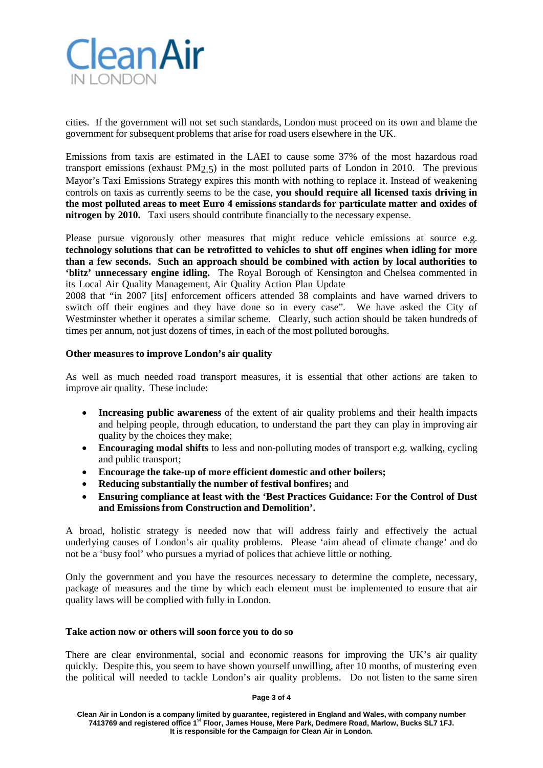cities. If the government will not set such standards, London must proceed on its own and blame the government for subsequent problems that arise for road users elsewhere in the UK.

Emissions from taxis are estimated in the LAEI to cause some 37% of the most hazardous road transport emissions (exhaust $PM_{2.5}$) in the most polluted parts of London in 2010. The previous Mayor's Taxi Emissions Strategy expires this month with nothing to replace it. Instead of weakening controls on taxis as currently seems to be the case, **you should require all licensed taxis driving in the most polluted areas to meet Euro 4 emissions standards for particulate matter and oxides of nitrogen by 2010.** Taxi users should contribute financially to the necessary expense.

Please pursue vigorously other measures that might reduce vehicle emissions at source e.g. **technology solutions that can be retrofitted to vehicles to shut off engines when idling for more than a few seconds. Such an approach should be combined with action by local authorities to 'blitz' unnecessary engine idling.** The Royal Borough of Kensington and Chelsea commented in its Local Air Quality Management, Air Quality Action Plan Update 2008 that "in 2007 [its] enforcement officers attended 38 complaints and have warned drivers to switch off their engines and they have done so in every case". We have asked the City of Westminster whether it operates a similar scheme. Clearly, such action should be taken hundreds of times per annum, not just dozens of times, in each of the most polluted boroughs.

**Other measures to improve London's air quality**

As well as much needed road transport measures, it is essential that other actions are taken to improve air quality. These include:

- **Increasing public awareness** of the extent of air quality problems and their health impacts and helping people, through education, to understand the part they can play in improving air quality by the choices they make;
- **Encouraging modal shifts** to less and non-polluting modes of transport e.g. walking, cycling and public transport;
- **Encourage the take-up of more efficient domestic and other boilers;**
- **Reducing substantially the number of festival bonfires;** and
- **Ensuring compliance at least with the 'Best Practices Guidance: For the Control of Dust and Emissions from Construction and Demolition'.**

A broad, holistic strategy is needed now that will address fairly and effectively the actual underlying causes of London's air quality problems. Please 'aim ahead of climate change' and do not be a 'busy fool' who pursues a myriad of polices that achieve little or nothing.

Only the government and you have the resources necessary to determine the complete, necessary, package of measures and the time by which each element must be implemented to ensure that air quality laws will be complied with fully in London.

**Take action now or others will soon force you to do so**

There are clear environmental, social and economic reasons for improving the UK's air quality quickly. Despite this, you seem to have shown yourself unwilling, after 10 months, of mustering even the political will needed to tackle London's air quality problems. Do not listen to the same siren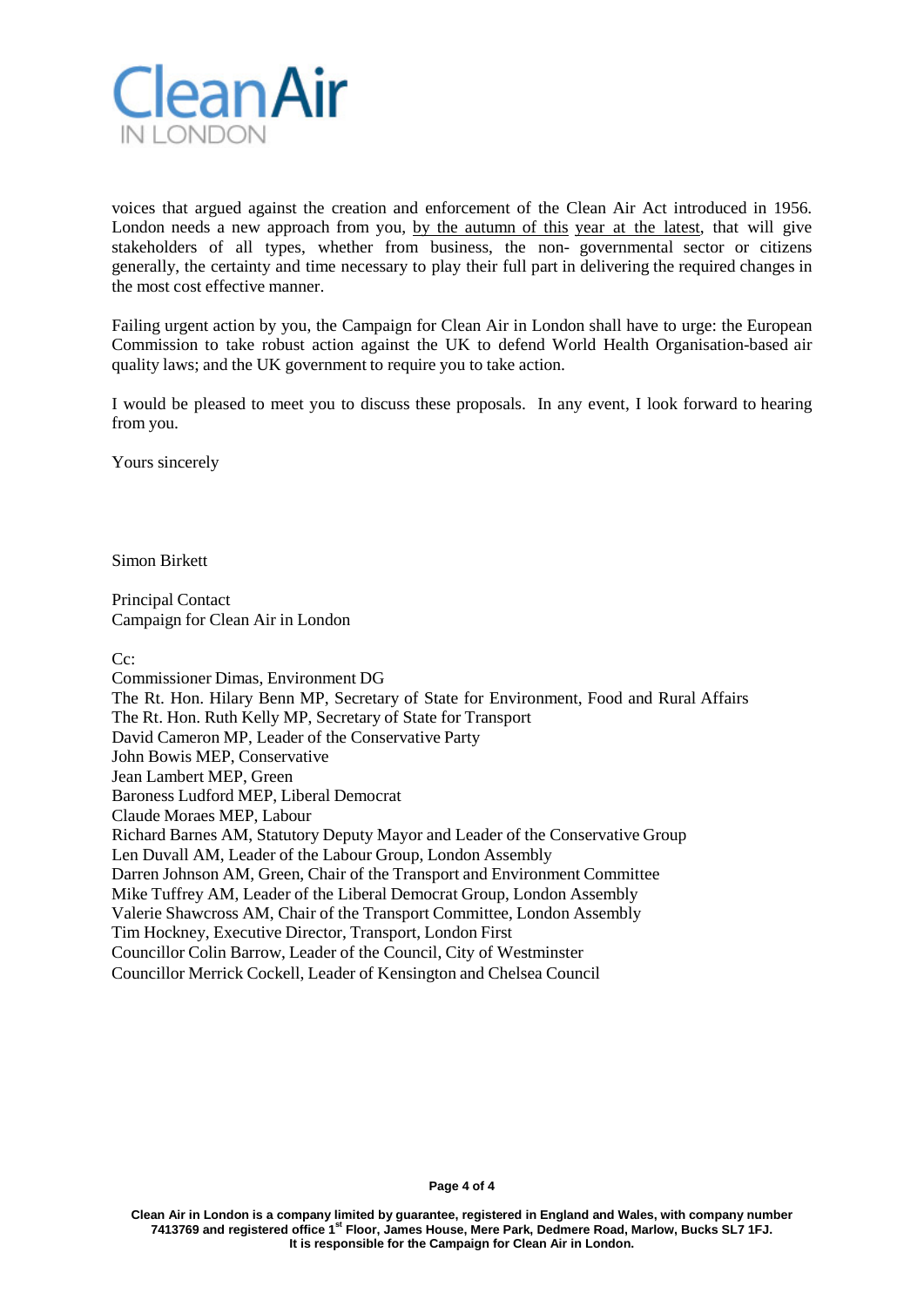voices that argued against the creation and enforcement of the Clean Air Act introduced in 1956. London needs a new approach from you, by the autumn of this year at the latest, that will give stakeholders of all types, whether from business, the non- governmental sector or citizens generally, the certainty and time necessary to play their full part in delivering the required changes in the most cost effective manner.

Failing urgent action by you, the Campaign for Clean Air in London shall have to urge: the European Commission to take robust action against the UK to defend World Health Organisation-based air quality laws; and the UK government to require you to take action.

I would be pleased to meet you to discuss these proposals. In any event, I look forward to hearing from you.

Yours sincerely

Simon Birkett

Principal Contact
Campaign for Clean Air in London

Cc:
Commissioner Dimas, Environment DG
The Rt. Hon. Hilary Benn MP, Secretary of State for Environment, Food and Rural Affairs
The Rt. Hon. Ruth Kelly MP, Secretary of State for Transport
David Cameron MP, Leader of the Conservative Party
John Bowis MEP, Conservative
Jean Lambert MEP, Green
Baroness Ludford MEP, Liberal Democrat
Claude Moraes MEP, Labour
Richard Barnes AM, Statutory Deputy Mayor and Leader of the Conservative Group
Len Duvall AM, Leader of the Labour Group, London Assembly
Darren Johnson AM, Green, Chair of the Transport and Environment Committee
Mike Tuffrey AM, Leader of the Liberal Democrat Group, London Assembly
Valerie Shawcross AM, Chair of the Transport Committee, London Assembly
Tim Hockney, Executive Director, Transport, London First
Councillor Colin Barrow, Leader of the Council, City of Westminster
Councillor Merrick Cockell, Leader of Kensington and Chelsea Council

**Clean Air in London is a company limited by guarantee, registered in England and Wales, with company number 7413769 and registered office 1st Floor, James House, Mere Park, Dedmere Road, Marlow, Bucks SL7 1FJ. It is responsible for the Campaign for Clean Air in London.**